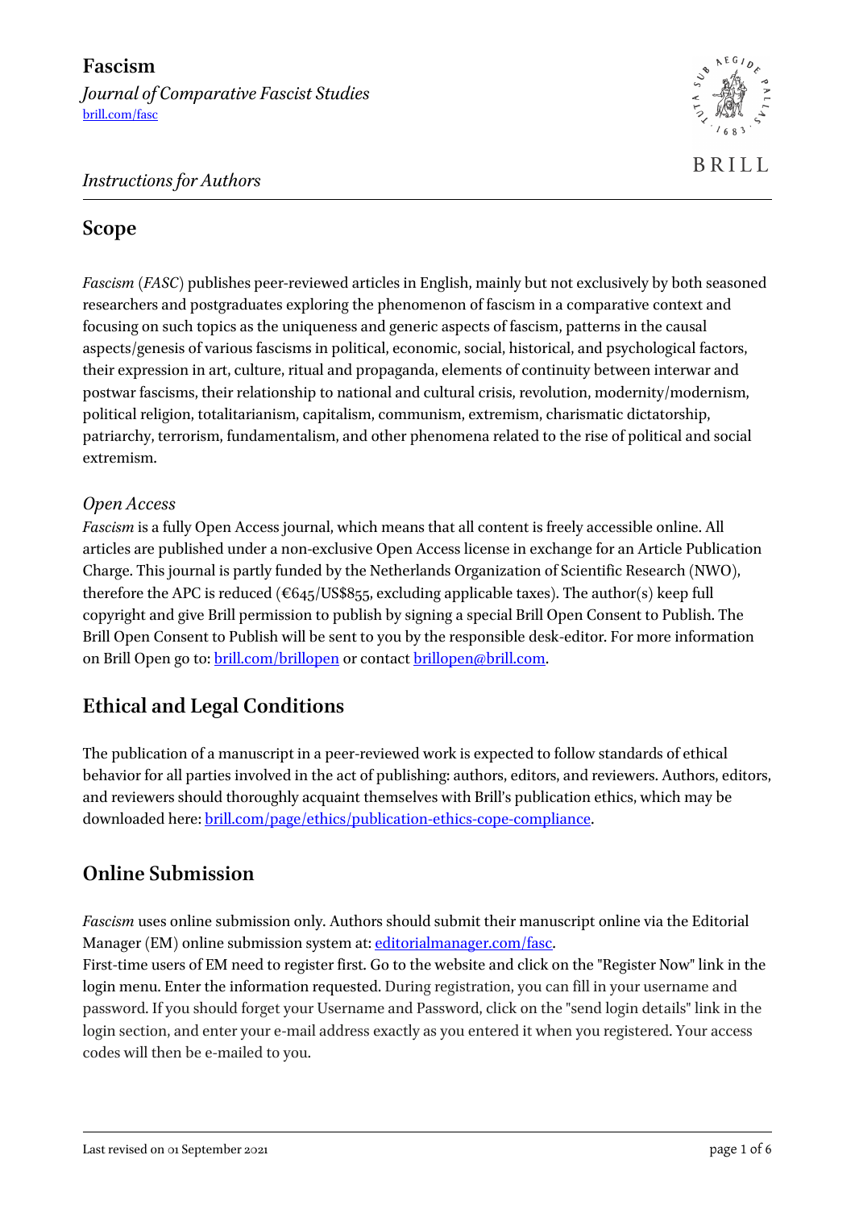# Fascism

*Journal of Comparative Fascist Studies*
brill.com/fasc

*Instructions for Authors*

## Scope

*Fascism* (*FASC*) publishes peer-reviewed articles in English, mainly but not exclusively by both seasoned researchers and postgraduates exploring the phenomenon of fascism in a comparative context and focusing on such topics as the uniqueness and generic aspects of fascism, patterns in the causal aspects/genesis of various fascisms in political, economic, social, historical, and psychological factors, their expression in art, culture, ritual and propaganda, elements of continuity between interwar and postwar fascisms, their relationship to national and cultural crisis, revolution, modernity/modernism, political religion, totalitarianism, capitalism, communism, extremism, charismatic dictatorship, patriarchy, terrorism, fundamentalism, and other phenomena related to the rise of political and social extremism.

### *Open Access*

*Fascism* is a fully Open Access journal, which means that all content is freely accessible online. All articles are published under a non-exclusive Open Access license in exchange for an Article Publication Charge. This journal is partly funded by the Netherlands Organization of Scientific Research (NWO), therefore the APC is reduced (€645/US$855, excluding applicable taxes). The author(s) keep full copyright and give Brill permission to publish by signing a special Brill Open Consent to Publish. The Brill Open Consent to Publish will be sent to you by the responsible desk-editor. For more information on Brill Open go to: brill.com/brillopen or contact brillopen@brill.com.

## Ethical and Legal Conditions

The publication of a manuscript in a peer-reviewed work is expected to follow standards of ethical behavior for all parties involved in the act of publishing: authors, editors, and reviewers. Authors, editors, and reviewers should thoroughly acquaint themselves with Brill's publication ethics, which may be downloaded here: brill.com/page/ethics/publication-ethics-cope-compliance.

## Online Submission

*Fascism* uses online submission only. Authors should submit their manuscript online via the Editorial Manager (EM) online submission system at: editorialmanager.com/fasc.
First-time users of EM need to register first. Go to the website and click on the "Register Now" link in the login menu. Enter the information requested. During registration, you can fill in your username and password. If you should forget your Username and Password, click on the "send login details" link in the login section, and enter your e-mail address exactly as you entered it when you registered. Your access codes will then be e-mailed to you.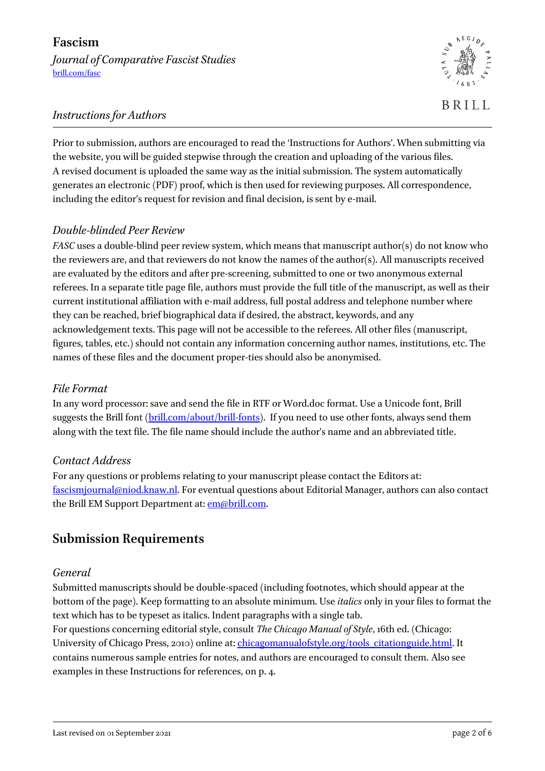# Fascism

*Journal of Comparative Fascist Studies*
brill.com/fasc

*Instructions for Authors*

Prior to submission, authors are encouraged to read the 'Instructions for Authors'. When submitting via the website, you will be guided stepwise through the creation and uploading of the various files. A revised document is uploaded the same way as the initial submission. The system automatically generates an electronic (PDF) proof, which is then used for reviewing purposes. All correspondence, including the editor's request for revision and final decision, is sent by e-mail.

### *Double-blinded Peer Review*

*FASC* uses a double-blind peer review system, which means that manuscript author(s) do not know who the reviewers are, and that reviewers do not know the names of the author(s). All manuscripts received are evaluated by the editors and after pre-screening, submitted to one or two anonymous external referees. In a separate title page file, authors must provide the full title of the manuscript, as well as their current institutional affiliation with e-mail address, full postal address and telephone number where they can be reached, brief biographical data if desired, the abstract, keywords, and any acknowledgement texts. This page will not be accessible to the referees. All other files (manuscript, figures, tables, etc.) should not contain any information concerning author names, institutions, etc. The names of these files and the document proper-ties should also be anonymised.

### *File Format*

In any word processor: save and send the file in RTF or Word.doc format. Use a Unicode font, Brill suggests the Brill font (brill.com/about/brill-fonts). If you need to use other fonts, always send them along with the text file. The file name should include the author's name and an abbreviated title.

### *Contact Address*

For any questions or problems relating to your manuscript please contact the Editors at: fascismjournal@niod.knaw.nl. For eventual questions about Editorial Manager, authors can also contact the Brill EM Support Department at: em@brill.com.

## Submission Requirements

### *General*

Submitted manuscripts should be double-spaced (including footnotes, which should appear at the bottom of the page). Keep formatting to an absolute minimum. Use *italics* only in your files to format the text which has to be typeset as italics. Indent paragraphs with a single tab.

For questions concerning editorial style, consult *The Chicago Manual of Style*, 16th ed. (Chicago: University of Chicago Press, 2010) online at: chicagomanualofstyle.org/tools_citationguide.html. It contains numerous sample entries for notes, and authors are encouraged to consult them. Also see examples in these Instructions for references, on p. 4.

Last revised on 01 September 2021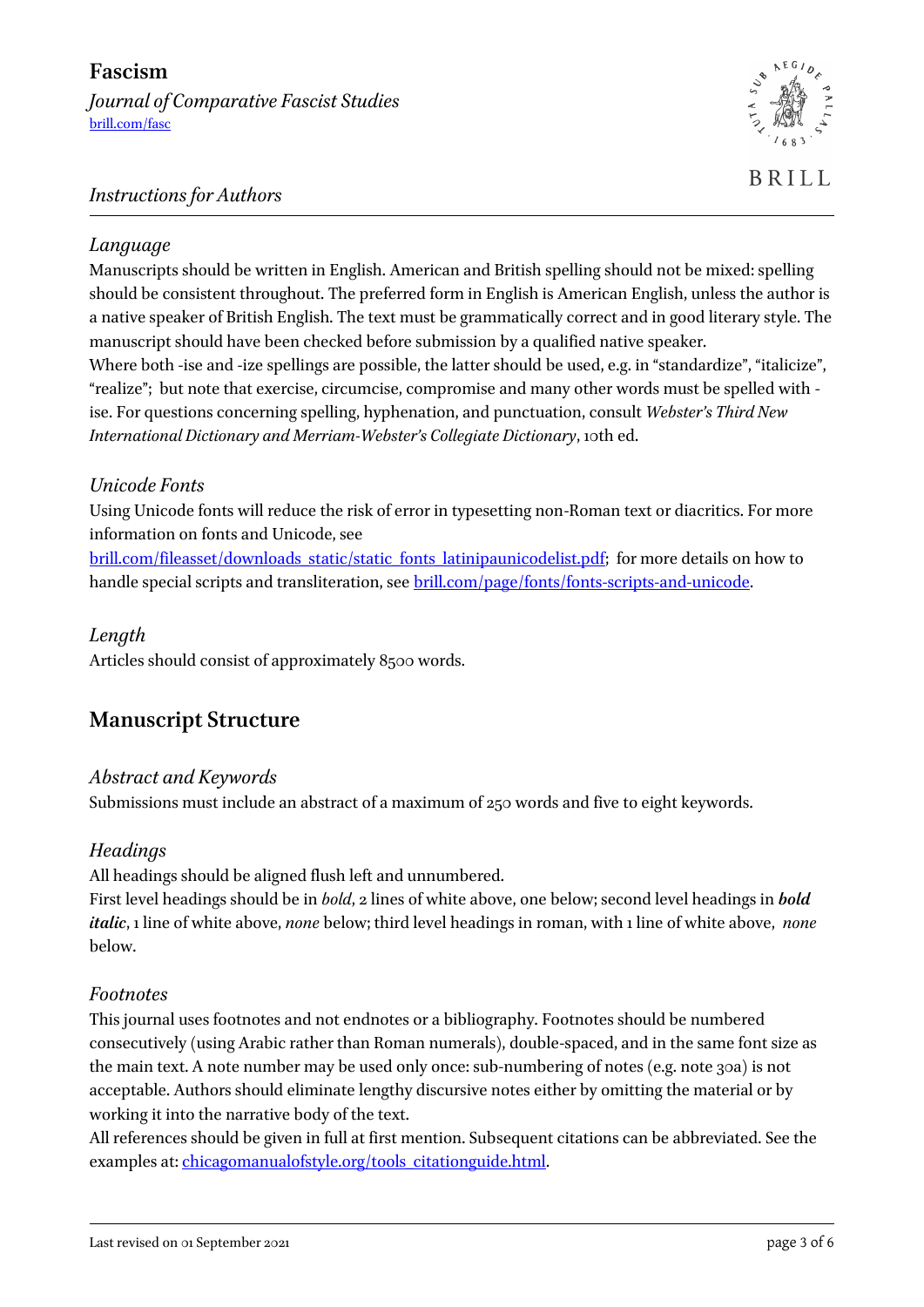**Fascism**

*Journal of Comparative Fascist Studies*
[brill.com/fasc](brill.com/fasc)

*Instructions for Authors*

*Language*

Manuscripts should be written in English. American and British spelling should not be mixed: spelling should be consistent throughout. The preferred form in English is American English, unless the author is a native speaker of British English. The text must be grammatically correct and in good literary style. The manuscript should have been checked before submission by a qualified native speaker.
Where both -ise and -ize spellings are possible, the latter should be used, e.g. in "standardize", "italicize", "realize"; but note that exercise, circumcise, compromise and many other words must be spelled with -ise. For questions concerning spelling, hyphenation, and punctuation, consult *Webster's Third New International Dictionary and Merriam-Webster's Collegiate Dictionary*, 10th ed.

*Unicode Fonts*

Using Unicode fonts will reduce the risk of error in typesetting non-Roman text or diacritics. For more information on fonts and Unicode, see
[brill.com/fileasset/downloads_static/static_fonts_latinipaunicodelist.pdf](brill.com/fileasset/downloads_static/static_fonts_latinipaunicodelist.pdf); for more details on how to handle special scripts and transliteration, see [brill.com/page/fonts/fonts-scripts-and-unicode](brill.com/page/fonts/fonts-scripts-and-unicode).

*Length*

Articles should consist of approximately 8500 words.

## Manuscript Structure

*Abstract and Keywords*

Submissions must include an abstract of a maximum of 250 words and five to eight keywords.

*Headings*

All headings should be aligned flush left and unnumbered.
First level headings should be in *bold*, 2 lines of white above, one below; second level headings in ***bold italic***, 1 line of white above, *none* below; third level headings in roman, with 1 line of white above, *none* below.

*Footnotes*

This journal uses footnotes and not endnotes or a bibliography. Footnotes should be numbered consecutively (using Arabic rather than Roman numerals), double-spaced, and in the same font size as the main text. A note number may be used only once: sub-numbering of notes (e.g. note 30a) is not acceptable. Authors should eliminate lengthy discursive notes either by omitting the material or by working it into the narrative body of the text.
All references should be given in full at first mention. Subsequent citations can be abbreviated. See the examples at: [chicagomanualofstyle.org/tools_citationguide.html](chicagomanualofstyle.org/tools_citationguide.html).

Last revised on 01 September 2021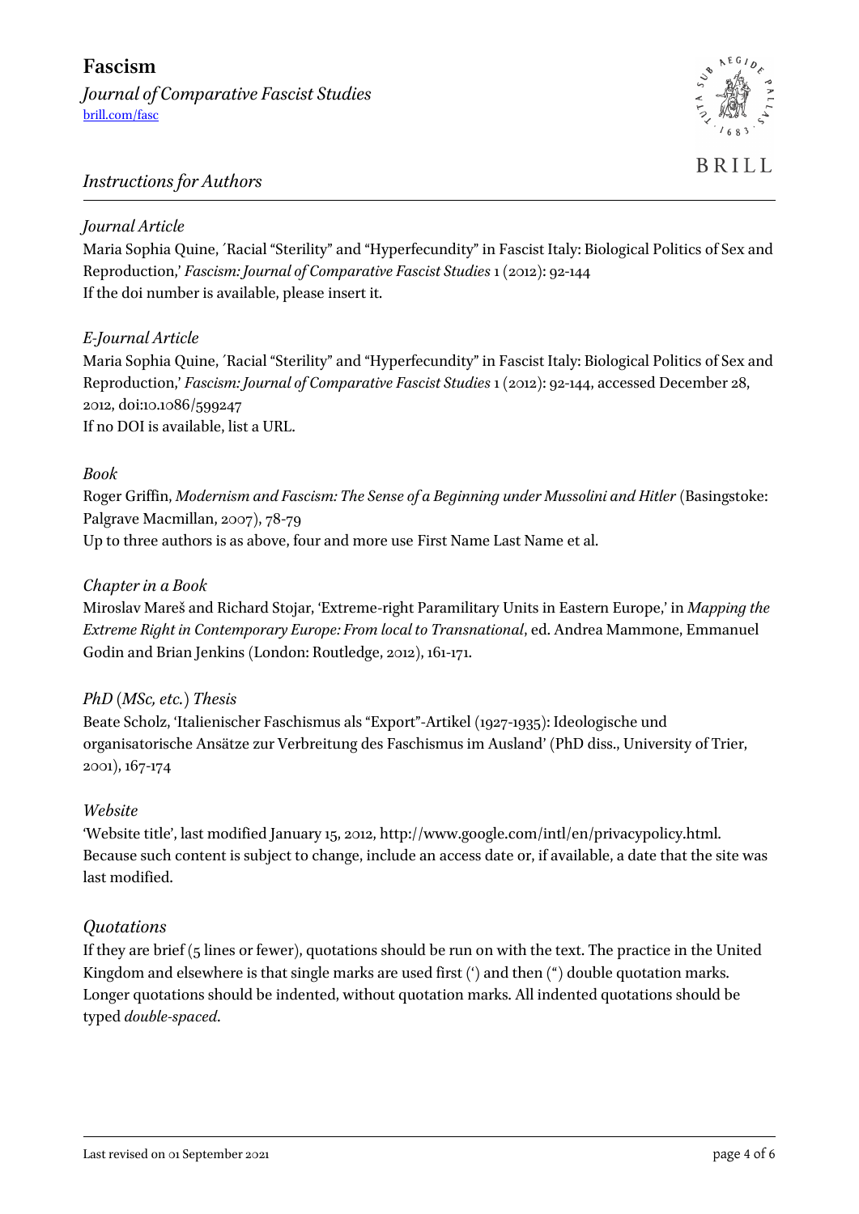*Instructions for Authors*

*Journal Article*

Maria Sophia Quine, ´Racial “Sterility” and “Hyperfecundity” in Fascist Italy: Biological Politics of Sex and Reproduction,’ *Fascism: Journal of Comparative Fascist Studies* 1 (2012): 92-144

If the doi number is available, please insert it.

*E-Journal Article*

Maria Sophia Quine, ´Racial “Sterility” and “Hyperfecundity” in Fascist Italy: Biological Politics of Sex and Reproduction,’ *Fascism: Journal of Comparative Fascist Studies* 1 (2012): 92-144, accessed December 28, 2012, doi:10.1086/599247

If no DOI is available, list a URL.

*Book*

Roger Griffin, *Modernism and Fascism: The Sense of a Beginning under Mussolini and Hitler* (Basingstoke: Palgrave Macmillan, 2007), 78-79

Up to three authors is as above, four and more use First Name Last Name et al.

*Chapter in a Book*

Miroslav Mareš and Richard Stojar, ‘Extreme-right Paramilitary Units in Eastern Europe,’ in *Mapping the Extreme Right in Contemporary Europe: From local to Transnational*, ed. Andrea Mammone, Emmanuel Godin and Brian Jenkins (London: Routledge, 2012), 161-171.

*PhD (MSc, etc.) Thesis*

Beate Scholz, ‘Italienischer Faschismus als “Export”-Artikel (1927-1935): Ideologische und organisatorische Ansätze zur Verbreitung des Faschismus im Ausland’ (PhD diss., University of Trier, 2001), 167-174

*Website*

‘Website title’, last modified January 15, 2012, http://www.google.com/intl/en/privacypolicy.html.
Because such content is subject to change, include an access date or, if available, a date that the site was last modified.

*Quotations*

If they are brief (5 lines or fewer), quotations should be run on with the text. The practice in the United Kingdom and elsewhere is that single marks are used first (‘) and then (“) double quotation marks. Longer quotations should be indented, without quotation marks. All indented quotations should be typed *double-spaced*.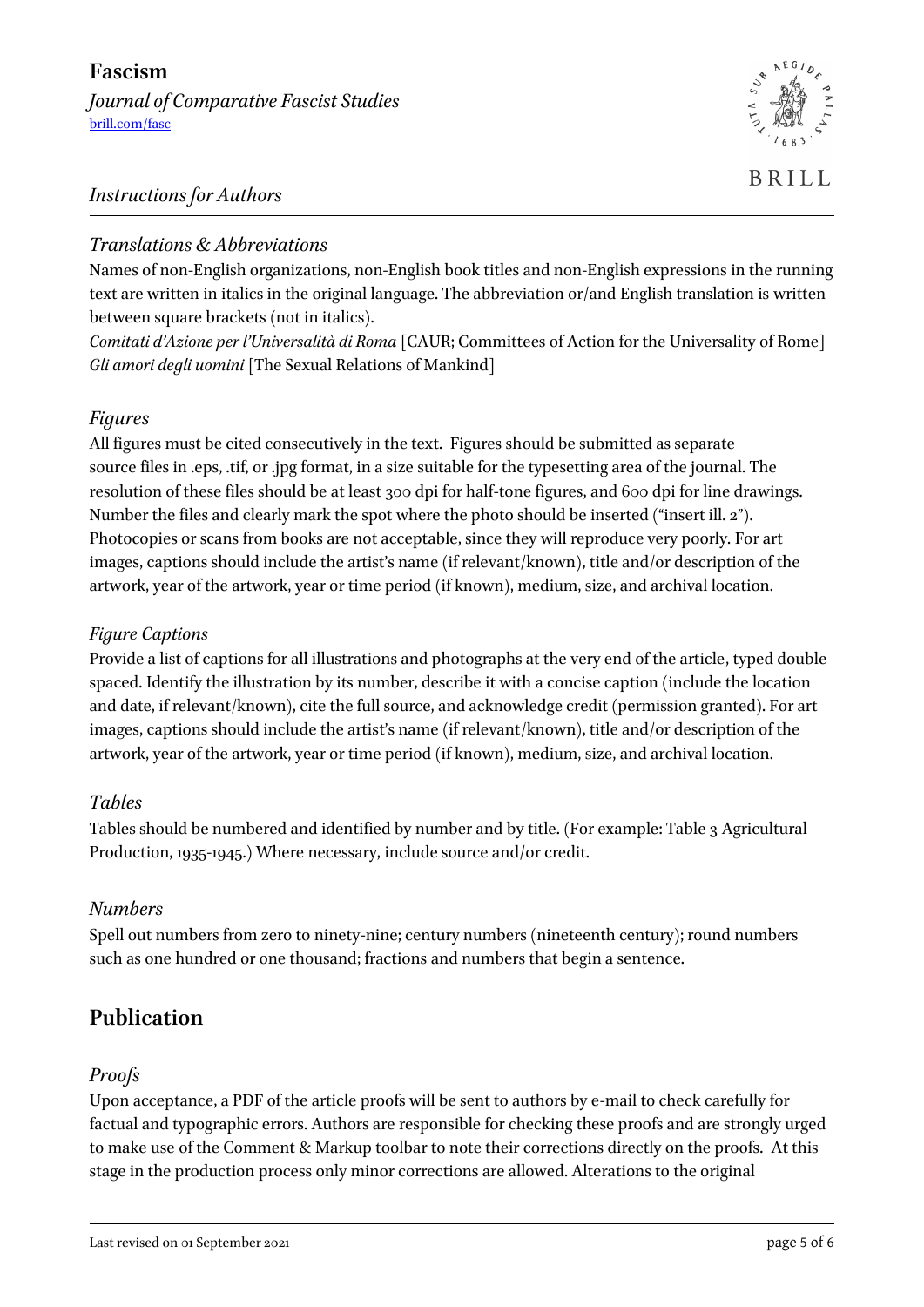### *Translations & Abbreviations*

Names of non-English organizations, non-English book titles and non-English expressions in the running text are written in italics in the original language. The abbreviation or/and English translation is written between square brackets (not in italics).

*Comitati d'Azione per l'Universalità di Roma* [CAUR; Committees of Action for the Universality of Rome]
*Gli amori degli uomini* [The Sexual Relations of Mankind]

### *Figures*

All figures must be cited consecutively in the text. Figures should be submitted as separate source files in .eps, .tif, or .jpg format, in a size suitable for the typesetting area of the journal. The resolution of these files should be at least 300 dpi for half-tone figures, and 600 dpi for line drawings. Number the files and clearly mark the spot where the photo should be inserted ("insert ill. 2"). Photocopies or scans from books are not acceptable, since they will reproduce very poorly. For art images, captions should include the artist's name (if relevant/known), title and/or description of the artwork, year of the artwork, year or time period (if known), medium, size, and archival location.

### *Figure Captions*

Provide a list of captions for all illustrations and photographs at the very end of the article, typed double spaced. Identify the illustration by its number, describe it with a concise caption (include the location and date, if relevant/known), cite the full source, and acknowledge credit (permission granted). For art images, captions should include the artist's name (if relevant/known), title and/or description of the artwork, year of the artwork, year or time period (if known), medium, size, and archival location.

### *Tables*

Tables should be numbered and identified by number and by title. (For example: Table 3 Agricultural Production, 1935-1945.) Where necessary, include source and/or credit.

### *Numbers*

Spell out numbers from zero to ninety-nine; century numbers (nineteenth century); round numbers such as one hundred or one thousand; fractions and numbers that begin a sentence.

## Publication

### *Proofs*

Upon acceptance, a PDF of the article proofs will be sent to authors by e-mail to check carefully for factual and typographic errors. Authors are responsible for checking these proofs and are strongly urged to make use of the Comment & Markup toolbar to note their corrections directly on the proofs. At this stage in the production process only minor corrections are allowed. Alterations to the original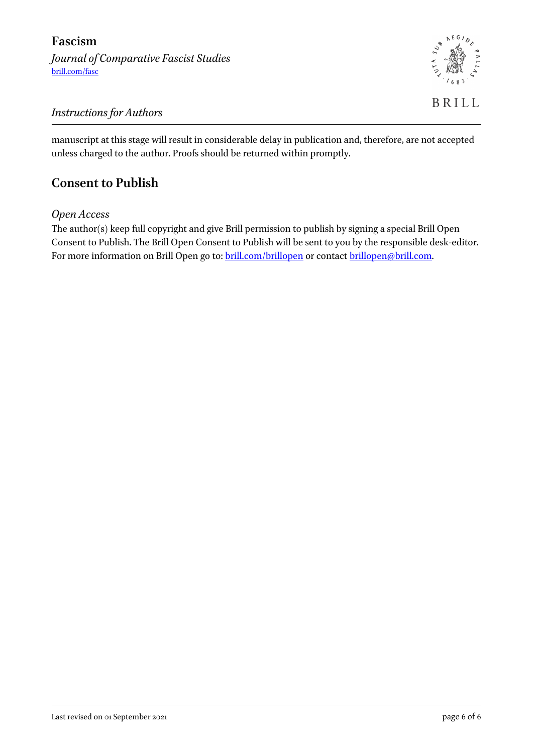manuscript at this stage will result in considerable delay in publication and, therefore, are not accepted unless charged to the author. Proofs should be returned within promptly.

## Consent to Publish

*Open Access*

The author(s) keep full copyright and give Brill permission to publish by signing a special Brill Open Consent to Publish. The Brill Open Consent to Publish will be sent to you by the responsible desk-editor. For more information on Brill Open go to: [brill.com/brillopen](brill.com/brillopen) or contact [brillopen@brill.com](mailto:brillopen@brill.com).